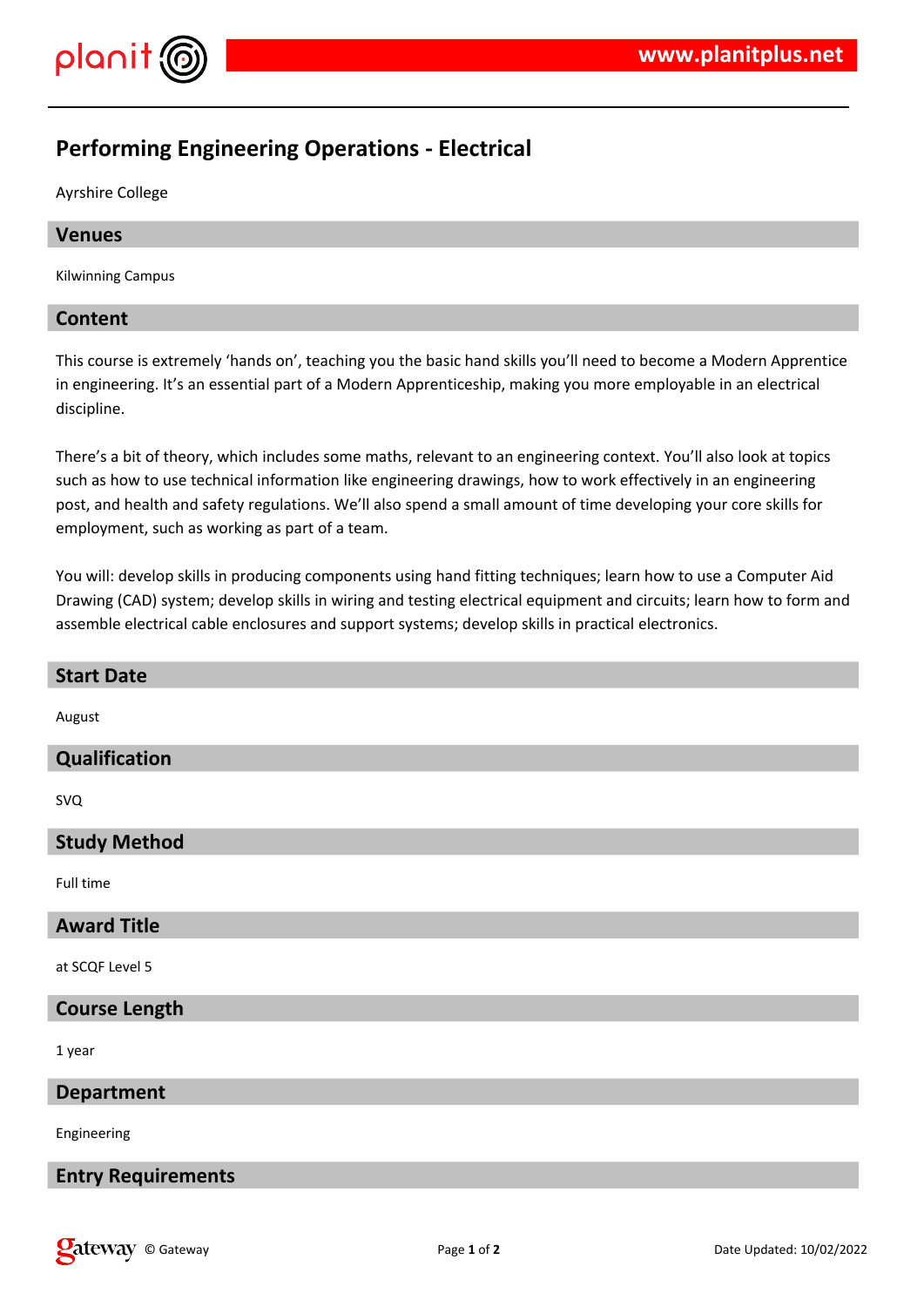# Performing Engineering Operations - Electrical

Ayrshire College

## Venues

Kilwinning Campus

## Content

This course is extremely ‘hands on’, teaching you the basic hand skills you’ll need to become a Modern Apprentice in engineering. It’s an essential part of a Modern Apprenticeship, making you more employable in an electrical discipline.

There’s a bit of theory, which includes some maths, relevant to an engineering context. You’ll also look at topics such as how to use technical information like engineering drawings, how to work effectively in an engineering post, and health and safety regulations. We’ll also spend a small amount of time developing your core skills for employment, such as working as part of a team.

You will: develop skills in producing components using hand fitting techniques; learn how to use a Computer Aid Drawing (CAD) system; develop skills in wiring and testing electrical equipment and circuits; learn how to form and assemble electrical cable enclosures and support systems; develop skills in practical electronics.

## Start Date

August

## Qualification

SVQ

## Study Method

Full time

## Award Title

at SCQF Level 5

## Course Length

1 year

## Department

Engineering

## Entry Requirements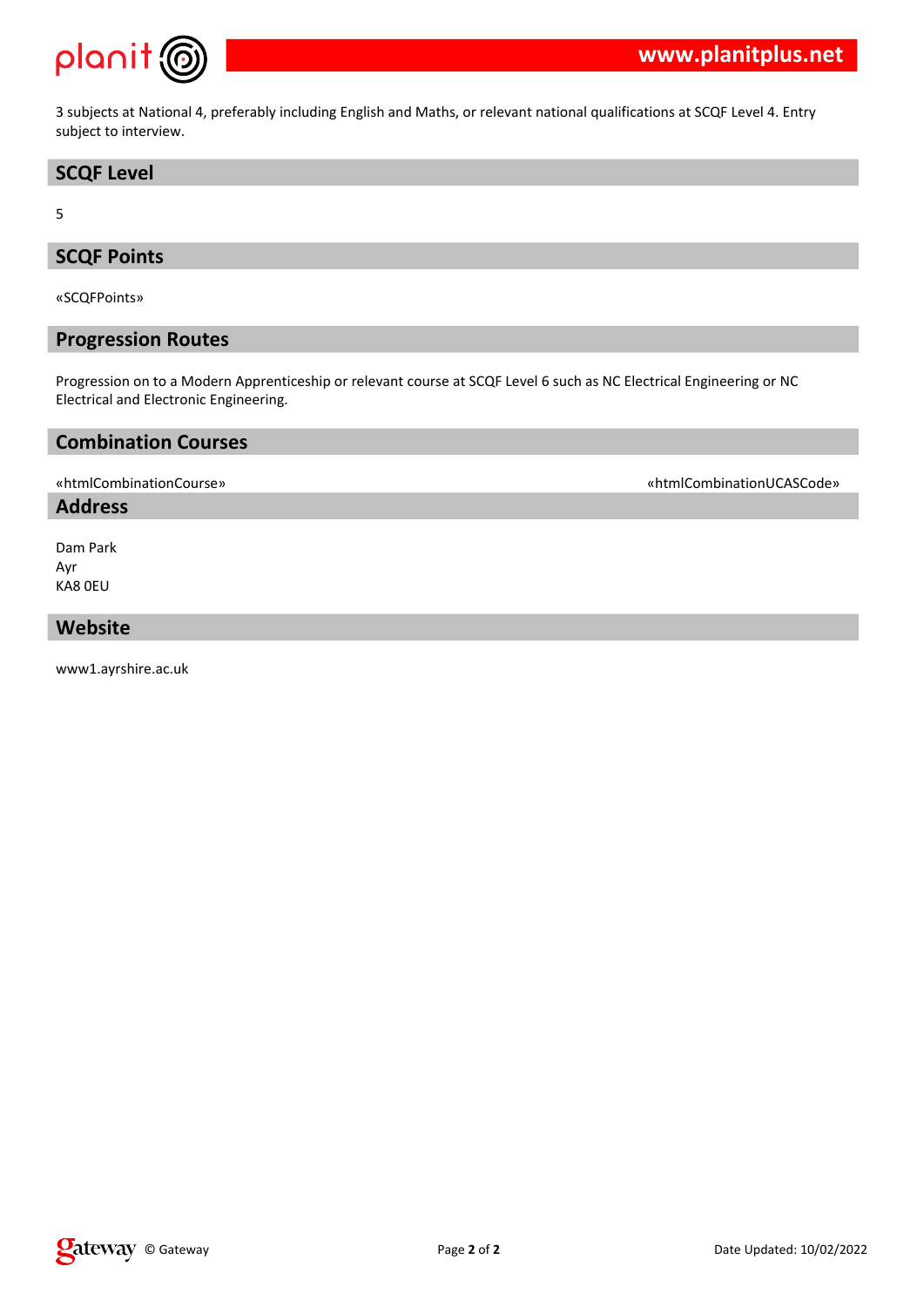3 subjects at National 4, preferably including English and Maths, or relevant national qualifications at SCQF Level 4. Entry subject to interview.

## SCQF Level

5

## SCQF Points

«SCQFPoints»

## Progression Routes

Progression on to a Modern Apprenticeship or relevant course at SCQF Level 6 such as NC Electrical Engineering or NC Electrical and Electronic Engineering.

## Combination Courses

«htmlCombinationCourse» «htmlCombinationUCASCode»

## Address

Dam Park
Ayr
KA8 0EU

## Website

www1.ayrshire.ac.uk